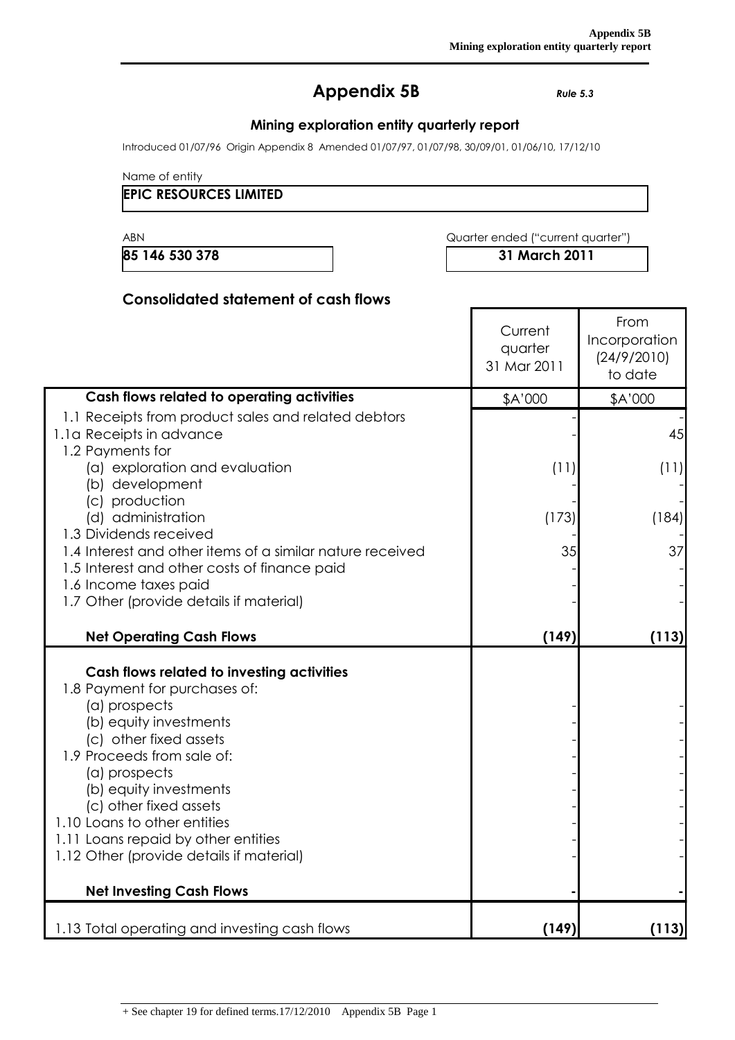# Appendix 5B

*Rule 5.3*

## Mining exploration entity quarterly report

Introduced 01/07/96 Origin Appendix 8 Amended 01/07/97, 01/07/98, 30/09/01, 01/06/10, 17/12/10

Name of entity

**EPIC RESOURCES LIMITED**

| ABN | Quarter ended ("current quarter") |
|---|---|
| **85 146 530 378** | **31 March 2011** |

### Consolidated statement of cash flows

| | Current quarter 31 Mar 2011 | From Incorporation (24/9/2010) to date |
|---|---|---|
| **Cash flows related to operating activities** | $A'000 | $A'000 |
| 1.1 Receipts from product sales and related debtors | - | - |
| 1.1a Receipts in advance | - | 45 |
| 1.2 Payments for | | |
| (a) exploration and evaluation | (11) | (11) |
| (b) development | - | - |
| (c) production | - | - |
| (d) administration | (173) | (184) |
| 1.3 Dividends received | - | - |
| 1.4 Interest and other items of a similar nature received | 35 | 37 |
| 1.5 Interest and other costs of finance paid | - | - |
| 1.6 Income taxes paid | - | - |
| 1.7 Other (provide details if material) | - | - |
| **Net Operating Cash Flows** | **(149)** | **(113)** |
| **Cash flows related to investing activities** | | |
| 1.8 Payment for purchases of: | | |
| (a) prospects | - | - |
| (b) equity investments | - | - |
| (c) other fixed assets | - | - |
| 1.9 Proceeds from sale of: | - | - |
| (a) prospects | - | - |
| (b) equity investments | - | - |
| (c) other fixed assets | - | - |
| 1.10 Loans to other entities | - | - |
| 1.11 Loans repaid by other entities | - | - |
| 1.12 Other (provide details if material) | - | - |
| **Net Investing Cash Flows** | **-** | **-** |
| 1.13 Total operating and investing cash flows | **(149)** | **(113)** |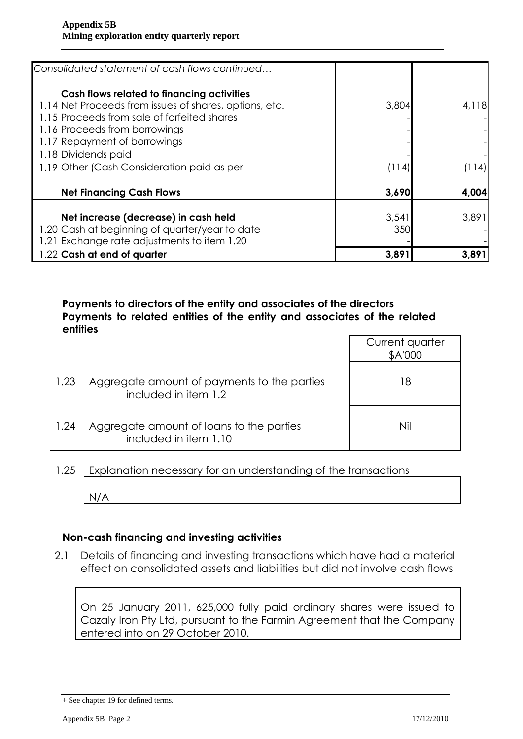| *Consolidated statement of cash flows continued…* | | |
|---|---|---|
| **Cash flows related to financing activities** | | |
| 1.14 Net Proceeds from issues of shares, options, etc. | 3,804 | 4,118 |
| 1.15 Proceeds from sale of forfeited shares | - | - |
| 1.16 Proceeds from borrowings | - | - |
| 1.17 Repayment of borrowings | - | - |
| 1.18 Dividends paid | - | - |
| 1.19 Other (Cash Consideration paid as per | (114) | (114) |
| **Net Financing Cash Flows** | **3,690** | **4,004** |
| **Net increase (decrease) in cash held** | 3,541 | 3,891 |
| 1.20 Cash at beginning of quarter/year to date | 350 | - |
| 1.21 Exchange rate adjustments to item 1.20 | - | - |
| 1.22 **Cash at end of quarter** | **3,891** | **3,891** |

**Payments to directors of the entity and associates of the directors**
**Payments to related entities of the entity and associates of the related entities**

| | | Current quarter $A'000 |
|---|---|---|
| 1.23 | Aggregate amount of payments to the parties included in item 1.2 | 18 |
| 1.24 | Aggregate amount of loans to the parties included in item 1.10 | Nil |

1.25 Explanation necessary for an understanding of the transactions

N/A

## Non-cash financing and investing activities

2.1 Details of financing and investing transactions which have had a material effect on consolidated assets and liabilities but did not involve cash flows

On 25 January 2011, 625,000 fully paid ordinary shares were issued to Cazaly Iron Pty Ltd, pursuant to the Farmin Agreement that the Company entered into on 29 October 2010.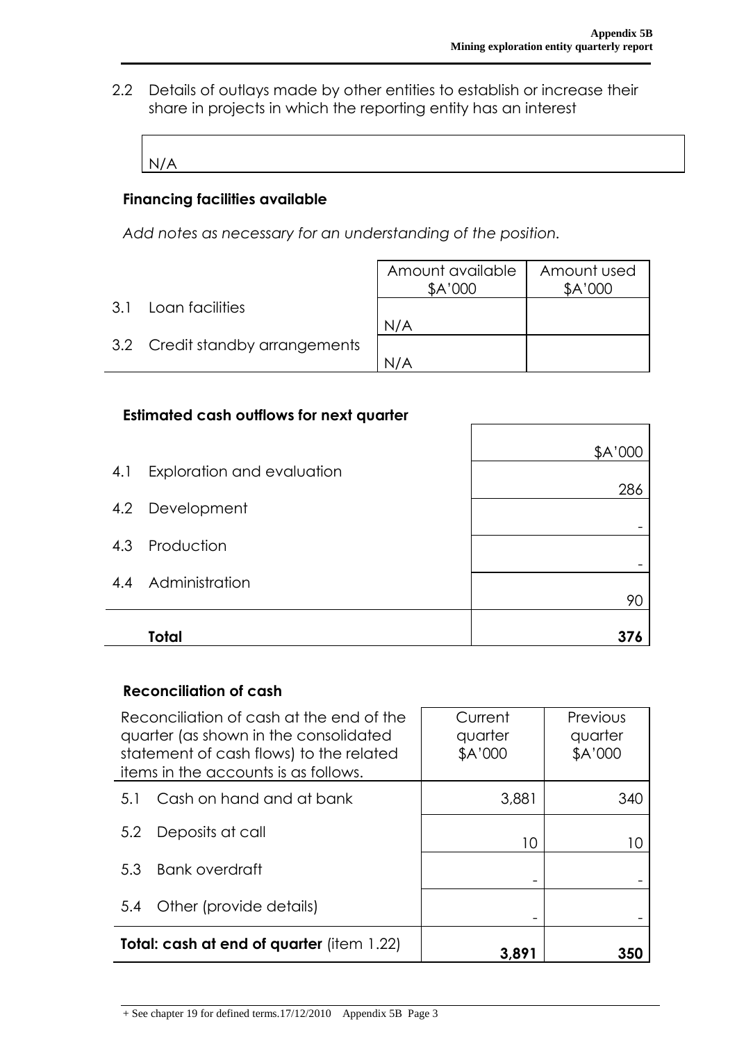2.2 Details of outlays made by other entities to establish or increase their share in projects in which the reporting entity has an interest

N/A

### Financing facilities available

*Add notes as necessary for an understanding of the position.*

| | Amount available $A'000 | Amount used $A'000 |
|---|---|---|
| 3.1 Loan facilities | N/A | |
| 3.2 Credit standby arrangements | N/A | |

### Estimated cash outflows for next quarter

| | $A'000 |
|---|---|
| 4.1 Exploration and evaluation | 286 |
| 4.2 Development | - |
| 4.3 Production | - |
| 4.4 Administration | 90 |
| **Total** | **376** |

### Reconciliation of cash

| Reconciliation of cash at the end of the quarter (as shown in the consolidated statement of cash flows) to the related items in the accounts is as follows. | Current quarter $A'000 | Previous quarter $A'000 |
|---|---|---|
| 5.1 Cash on hand and at bank | 3,881 | 340 |
| 5.2 Deposits at call | 10 | 10 |
| 5.3 Bank overdraft | - | - |
| 5.4 Other (provide details) | - | - |
| **Total: cash at end of quarter** (item 1.22) | **3,891** | **350** |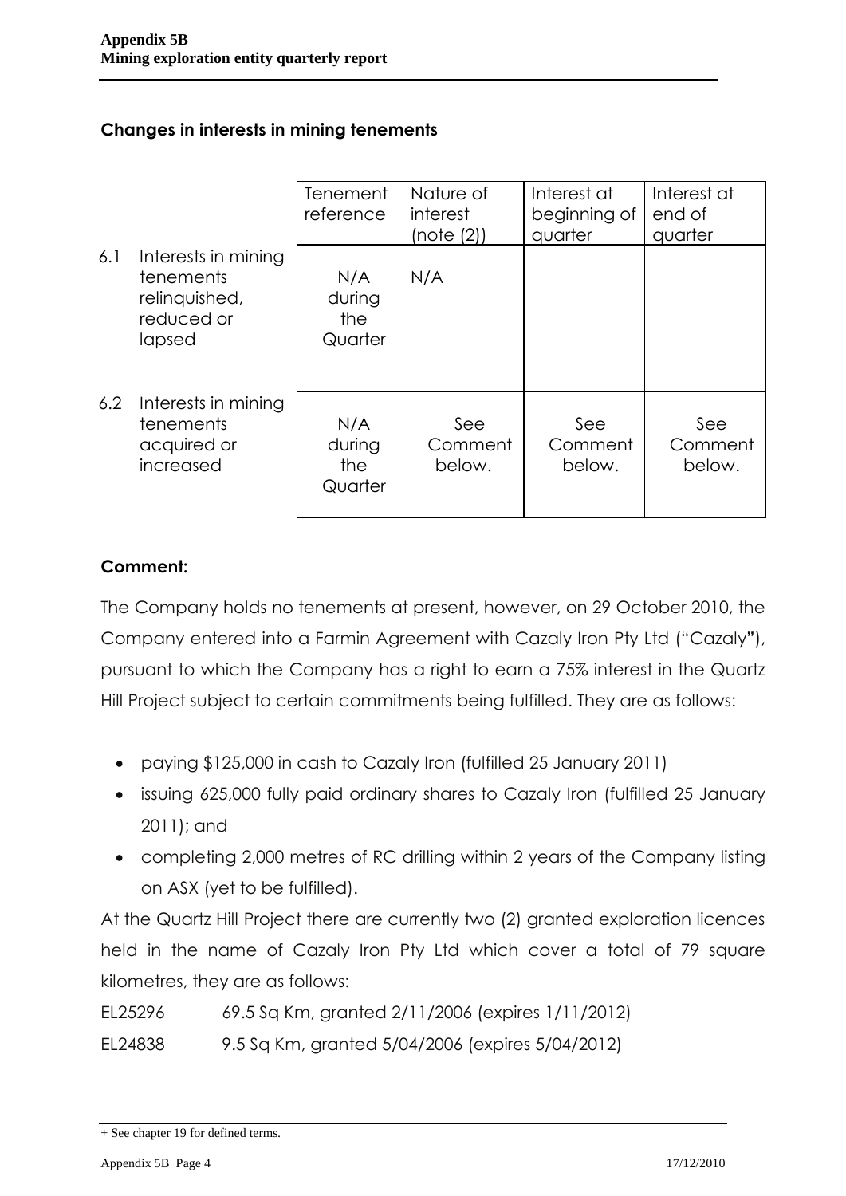## Changes in interests in mining tenements

| | | Tenement reference | Nature of interest (note (2)) | Interest at beginning of quarter | Interest at end of quarter |
|---|---|---|---|---|---|
| 6.1 | Interests in mining tenements relinquished, reduced or lapsed | N/A during the Quarter | N/A | | |
| 6.2 | Interests in mining tenements acquired or increased | N/A during the Quarter | See Comment below. | See Comment below. | See Comment below. |

### Comment:

The Company holds no tenements at present, however, on 29 October 2010, the Company entered into a Farmin Agreement with Cazaly Iron Pty Ltd ("Cazaly"), pursuant to which the Company has a right to earn a 75% interest in the Quartz Hill Project subject to certain commitments being fulfilled. They are as follows:

- paying $125,000 in cash to Cazaly Iron (fulfilled 25 January 2011)
- issuing 625,000 fully paid ordinary shares to Cazaly Iron (fulfilled 25 January 2011); and
- completing 2,000 metres of RC drilling within 2 years of the Company listing on ASX (yet to be fulfilled).

At the Quartz Hill Project there are currently two (2) granted exploration licences held in the name of Cazaly Iron Pty Ltd which cover a total of 79 square kilometres, they are as follows:

EL25296 69.5 Sq Km, granted 2/11/2006 (expires 1/11/2012)

EL24838 9.5 Sq Km, granted 5/04/2006 (expires 5/04/2012)

+ See chapter 19 for defined terms.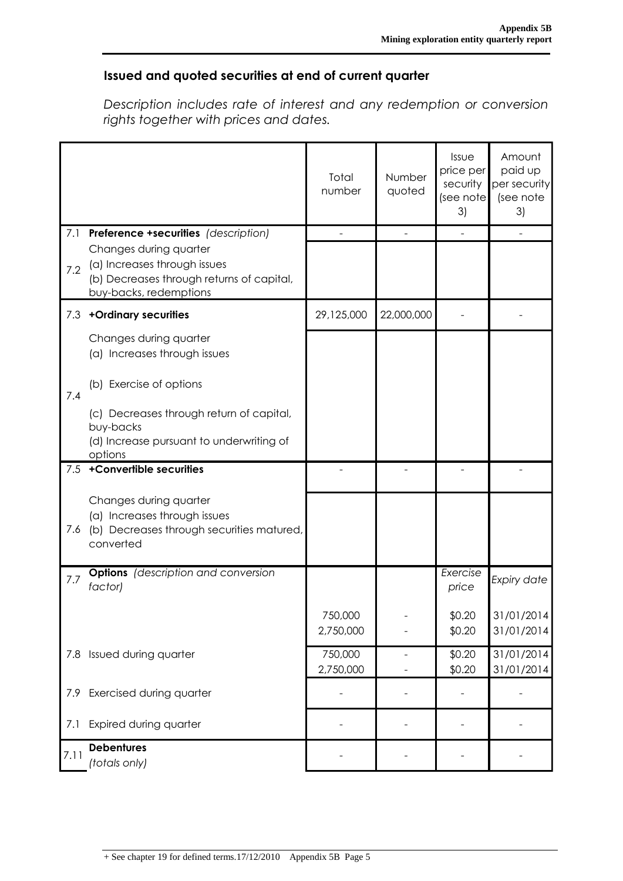## Issued and quoted securities at end of current quarter

*Description includes rate of interest and any redemption or conversion rights together with prices and dates.*

| | | Total number | Number quoted | Issue price per security (see note 3) | Amount paid up per security (see note 3) |
|---|---|---|---|---|---|
| 7.1 | **Preference +securities** *(description)* | - | - | - | - |
| 7.2 | Changes during quarter<br>(a) Increases through issues<br>(b) Decreases through returns of capital, buy-backs, redemptions | | | | |
| 7.3 | **+Ordinary securities** | 29,125,000 | 22,000,000 | - | - |
| 7.4 | Changes during quarter<br>(a) Increases through issues<br>(b) Exercise of options<br>(c) Decreases through return of capital, buy-backs<br>(d) Increase pursuant to underwriting of options | | | | |
| 7.5 | **+Convertible securities** | - | - | - | - |
| 7.6 | Changes during quarter<br>(a) Increases through issues<br>(b) Decreases through securities matured, converted | | | | |
| 7.7 | **Options** *(description and conversion factor)* | | | *Exercise price* | *Expiry date* |
| | | 750,000<br>2,750,000 | -<br>- | \$0.20<br>\$0.20 | 31/01/2014<br>31/01/2014 |
| 7.8 | Issued during quarter | 750,000<br>2,750,000 | -<br>- | \$0.20<br>\$0.20 | 31/01/2014<br>31/01/2014 |
| 7.9 | Exercised during quarter | - | - | - | - |
| 7.1 | Expired during quarter | - | - | - | - |
| 7.11 | **Debentures**<br>*(totals only)* | - | - | - | - |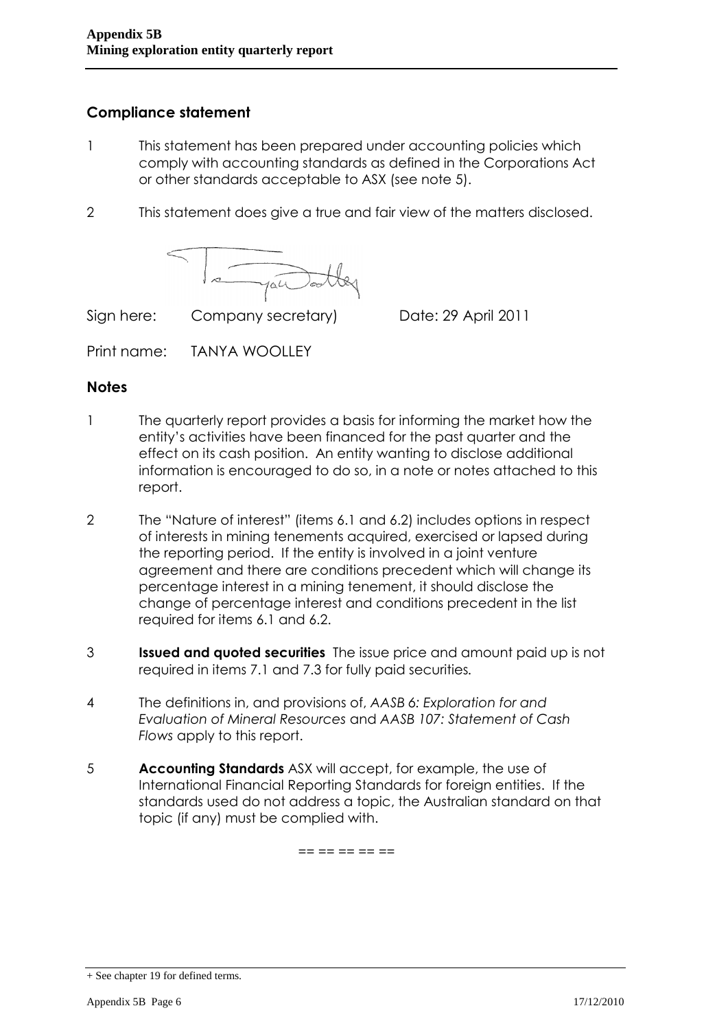## Compliance statement

1 This statement has been prepared under accounting policies which comply with accounting standards as defined in the Corporations Act or other standards acceptable to ASX (see note 5).

2 This statement does give a true and fair view of the matters disclosed.

Sign here: Company secretary) Date: 29 April 2011

Print name: TANYA WOOLLEY

## Notes

1 The quarterly report provides a basis for informing the market how the entity's activities have been financed for the past quarter and the effect on its cash position. An entity wanting to disclose additional information is encouraged to do so, in a note or notes attached to this report.

2 The "Nature of interest" (items 6.1 and 6.2) includes options in respect of interests in mining tenements acquired, exercised or lapsed during the reporting period. If the entity is involved in a joint venture agreement and there are conditions precedent which will change its percentage interest in a mining tenement, it should disclose the change of percentage interest and conditions precedent in the list required for items 6.1 and 6.2.

3 **Issued and quoted securities** The issue price and amount paid up is not required in items 7.1 and 7.3 for fully paid securities.

4 The definitions in, and provisions of, *AASB 6: Exploration for and Evaluation of Mineral Resources* and *AASB 107: Statement of Cash Flows* apply to this report.

5 **Accounting Standards** ASX will accept, for example, the use of International Financial Reporting Standards for foreign entities. If the standards used do not address a topic, the Australian standard on that topic (if any) must be complied with.

== == == == ==

+ See chapter 19 for defined terms.